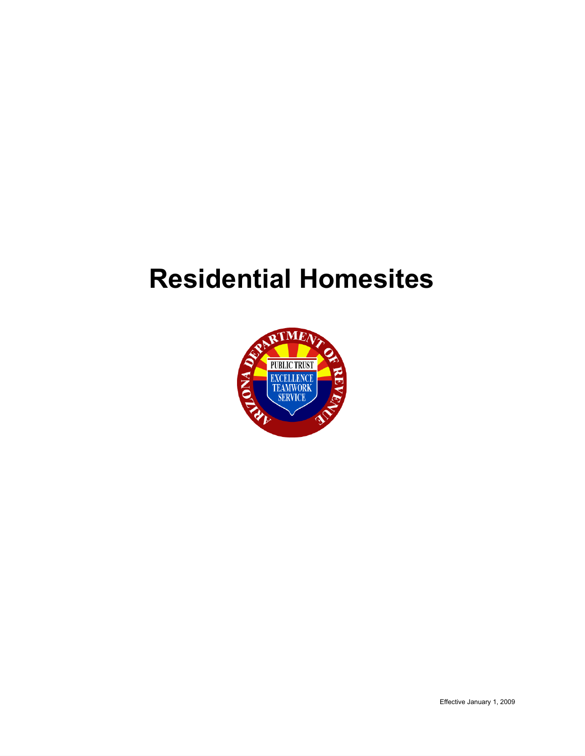# Residential Homesites

Effective January 1, 2009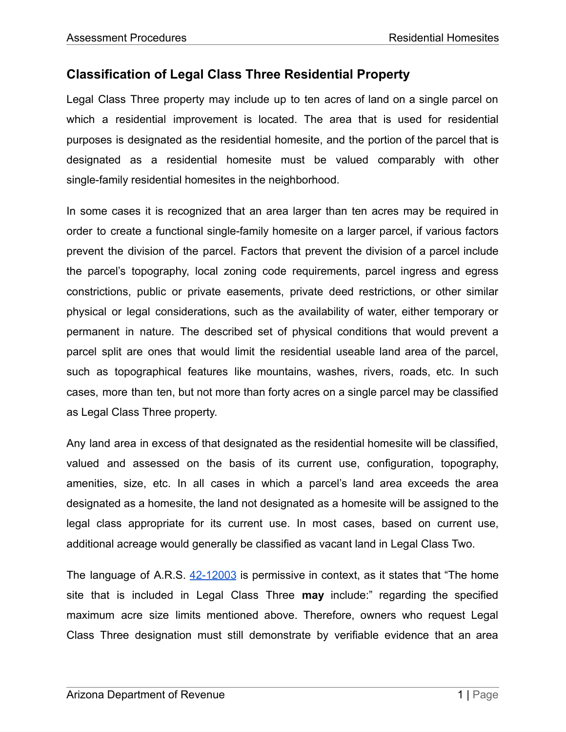## Classification of Legal Class Three Residential Property

Legal Class Three property may include up to ten acres of land on a single parcel on which a residential improvement is located. The area that is used for residential purposes is designated as the residential homesite, and the portion of the parcel that is designated as a residential homesite must be valued comparably with other single-family residential homesites in the neighborhood.

In some cases it is recognized that an area larger than ten acres may be required in order to create a functional single-family homesite on a larger parcel, if various factors prevent the division of the parcel. Factors that prevent the division of a parcel include the parcel's topography, local zoning code requirements, parcel ingress and egress constrictions, public or private easements, private deed restrictions, or other similar physical or legal considerations, such as the availability of water, either temporary or permanent in nature. The described set of physical conditions that would prevent a parcel split are ones that would limit the residential useable land area of the parcel, such as topographical features like mountains, washes, rivers, roads, etc. In such cases, more than ten, but not more than forty acres on a single parcel may be classified as Legal Class Three property.

Any land area in excess of that designated as the residential homesite will be classified, valued and assessed on the basis of its current use, configuration, topography, amenities, size, etc. In all cases in which a parcel's land area exceeds the area designated as a homesite, the land not designated as a homesite will be assigned to the legal class appropriate for its current use. In most cases, based on current use, additional acreage would generally be classified as vacant land in Legal Class Two.

The language of A.R.S. [42-12003]() is permissive in context, as it states that "The home site that is included in Legal Class Three **may** include:" regarding the specified maximum acre size limits mentioned above. Therefore, owners who request Legal Class Three designation must still demonstrate by verifiable evidence that an area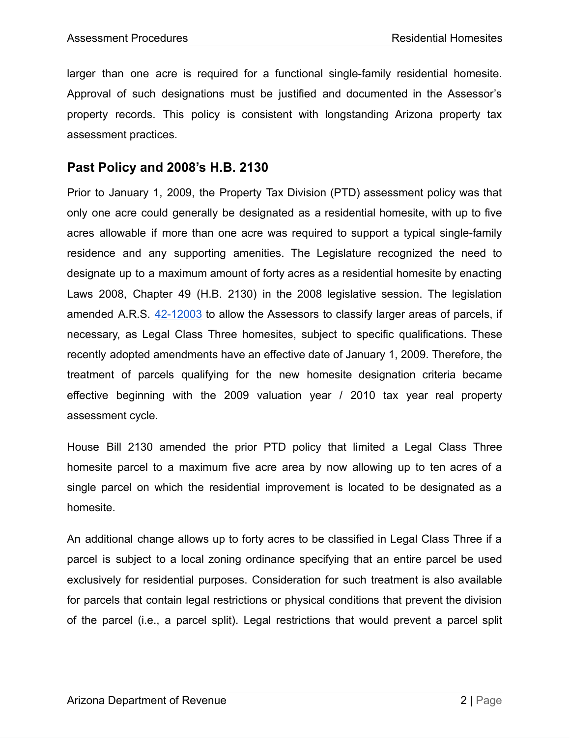larger than one acre is required for a functional single-family residential homesite. Approval of such designations must be justified and documented in the Assessor's property records. This policy is consistent with longstanding Arizona property tax assessment practices.

## Past Policy and 2008's H.B. 2130

Prior to January 1, 2009, the Property Tax Division (PTD) assessment policy was that only one acre could generally be designated as a residential homesite, with up to five acres allowable if more than one acre was required to support a typical single-family residence and any supporting amenities. The Legislature recognized the need to designate up to a maximum amount of forty acres as a residential homesite by enacting Laws 2008, Chapter 49 (H.B. 2130) in the 2008 legislative session. The legislation amended A.R.S. 42-12003 to allow the Assessors to classify larger areas of parcels, if necessary, as Legal Class Three homesites, subject to specific qualifications. These recently adopted amendments have an effective date of January 1, 2009. Therefore, the treatment of parcels qualifying for the new homesite designation criteria became effective beginning with the 2009 valuation year / 2010 tax year real property assessment cycle.

House Bill 2130 amended the prior PTD policy that limited a Legal Class Three homesite parcel to a maximum five acre area by now allowing up to ten acres of a single parcel on which the residential improvement is located to be designated as a homesite.

An additional change allows up to forty acres to be classified in Legal Class Three if a parcel is subject to a local zoning ordinance specifying that an entire parcel be used exclusively for residential purposes. Consideration for such treatment is also available for parcels that contain legal restrictions or physical conditions that prevent the division of the parcel (i.e., a parcel split). Legal restrictions that would prevent a parcel split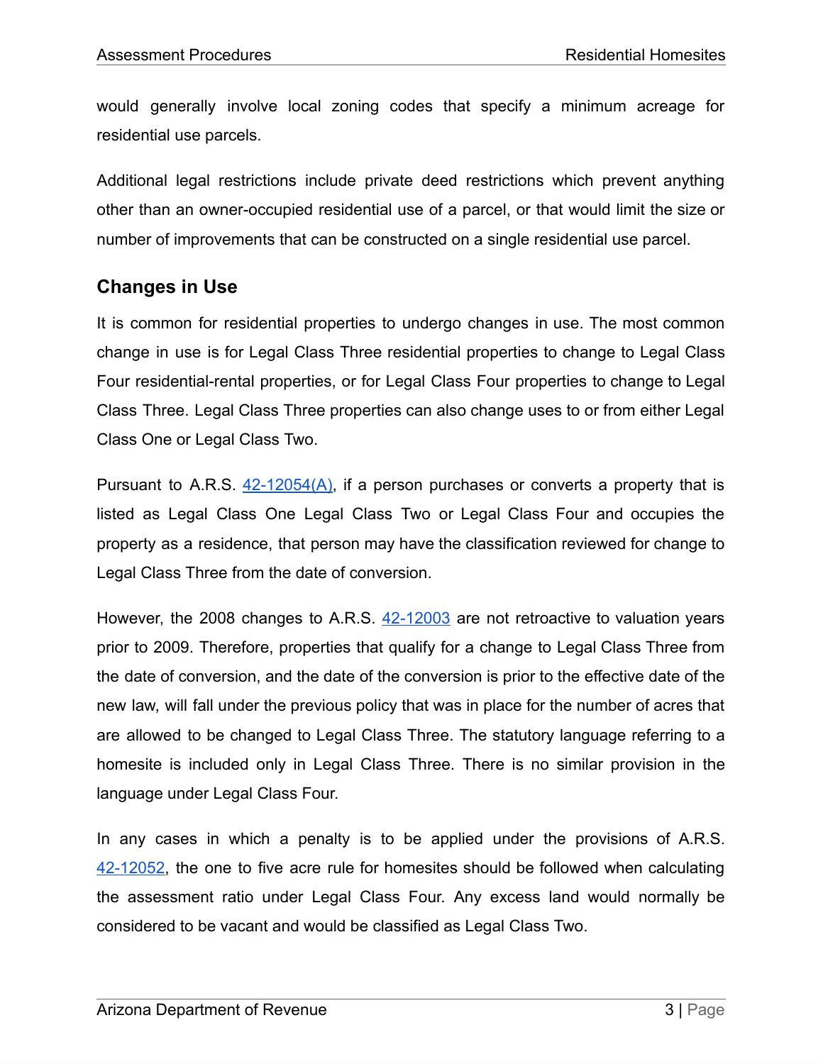would generally involve local zoning codes that specify a minimum acreage for residential use parcels.

Additional legal restrictions include private deed restrictions which prevent anything other than an owner-occupied residential use of a parcel, or that would limit the size or number of improvements that can be constructed on a single residential use parcel.

## Changes in Use

It is common for residential properties to undergo changes in use. The most common change in use is for Legal Class Three residential properties to change to Legal Class Four residential-rental properties, or for Legal Class Four properties to change to Legal Class Three. Legal Class Three properties can also change uses to or from either Legal Class One or Legal Class Two.

Pursuant to A.R.S. 42-12054(A), if a person purchases or converts a property that is listed as Legal Class One Legal Class Two or Legal Class Four and occupies the property as a residence, that person may have the classification reviewed for change to Legal Class Three from the date of conversion.

However, the 2008 changes to A.R.S. 42-12003 are not retroactive to valuation years prior to 2009. Therefore, properties that qualify for a change to Legal Class Three from the date of conversion, and the date of the conversion is prior to the effective date of the new law, will fall under the previous policy that was in place for the number of acres that are allowed to be changed to Legal Class Three. The statutory language referring to a homesite is included only in Legal Class Three. There is no similar provision in the language under Legal Class Four.

In any cases in which a penalty is to be applied under the provisions of A.R.S. 42-12052, the one to five acre rule for homesites should be followed when calculating the assessment ratio under Legal Class Four. Any excess land would normally be considered to be vacant and would be classified as Legal Class Two.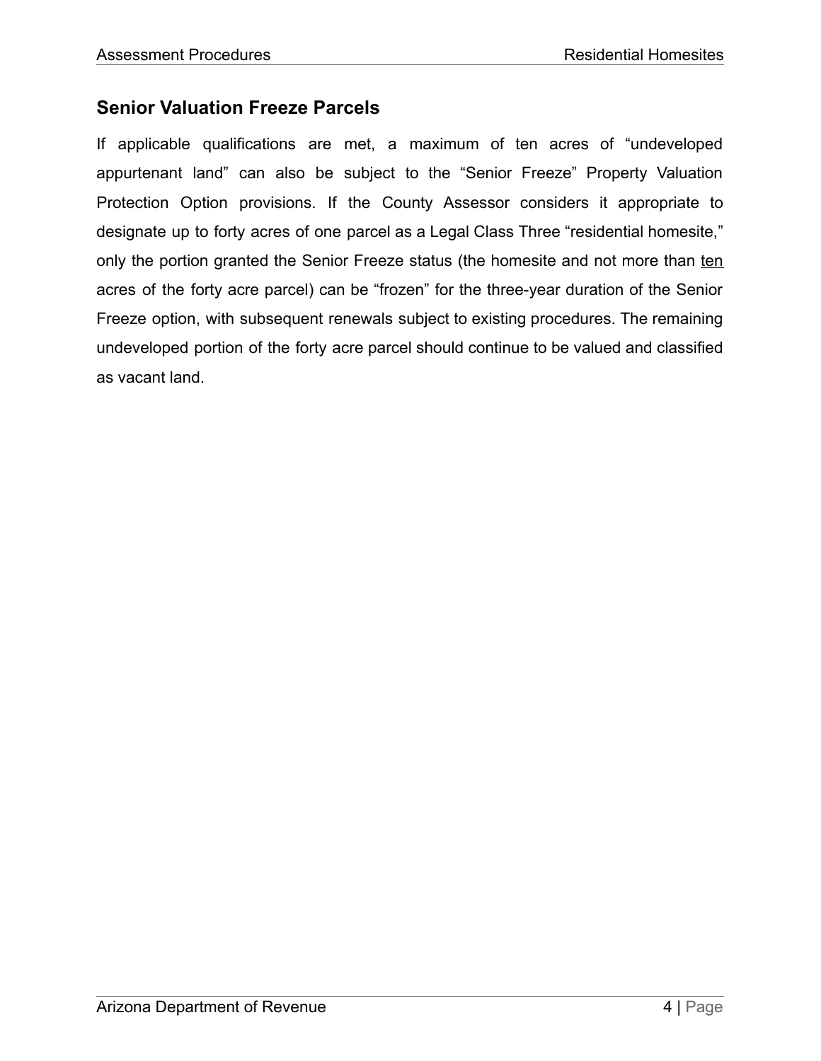## Senior Valuation Freeze Parcels

If applicable qualifications are met, a maximum of ten acres of "undeveloped appurtenant land" can also be subject to the "Senior Freeze" Property Valuation Protection Option provisions. If the County Assessor considers it appropriate to designate up to forty acres of one parcel as a Legal Class Three "residential homesite," only the portion granted the Senior Freeze status (the homesite and not more than <u>ten</u> acres of the forty acre parcel) can be "frozen" for the three-year duration of the Senior Freeze option, with subsequent renewals subject to existing procedures. The remaining undeveloped portion of the forty acre parcel should continue to be valued and classified as vacant land.